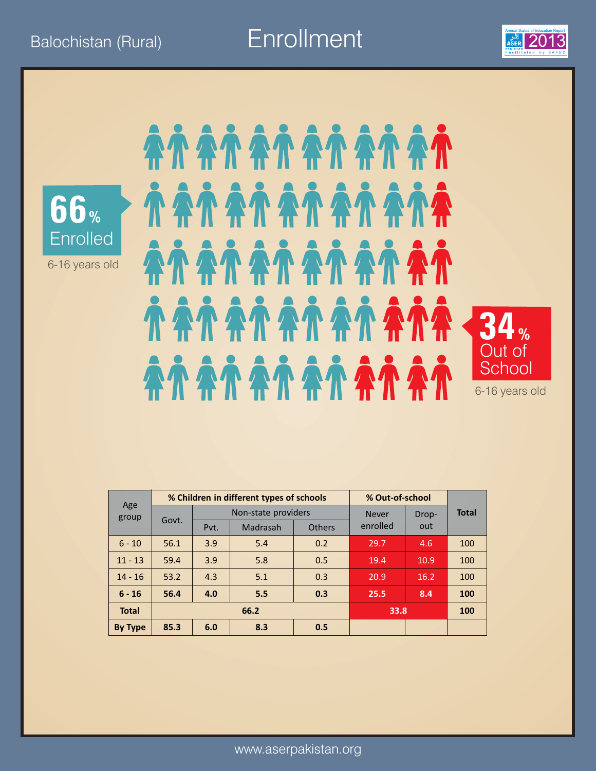Balochistan (Rural)

# Enrollment

**66%** Enrolled

6-16 years old

**34%** Out of School

6-16 years old

| Age group | % Children in different types of schools | | | | % Out-of-school | | Total |
|---|---|---|---|---|---|---|---|
| | Govt. | Non-state providers | | | Never enrolled | Drop-out | |
| | | Pvt. | Madrasah | Others | | | |
| 6 - 10 | 56.1 | 3.9 | 5.4 | 0.2 | 29.7 | 4.6 | 100 |
| 11 - 13 | 59.4 | 3.9 | 5.8 | 0.5 | 19.4 | 10.9 | 100 |
| 14 - 16 | 53.2 | 4.3 | 5.1 | 0.3 | 20.9 | 16.2 | 100 |
| **6 - 16** | **56.4** | **4.0** | **5.5** | **0.3** | **25.5** | **8.4** | **100** |
| **Total** | **66.2** | | | | **33.8** | | **100** |
| **By Type** | **85.3** | **6.0** | **8.3** | **0.5** | | | |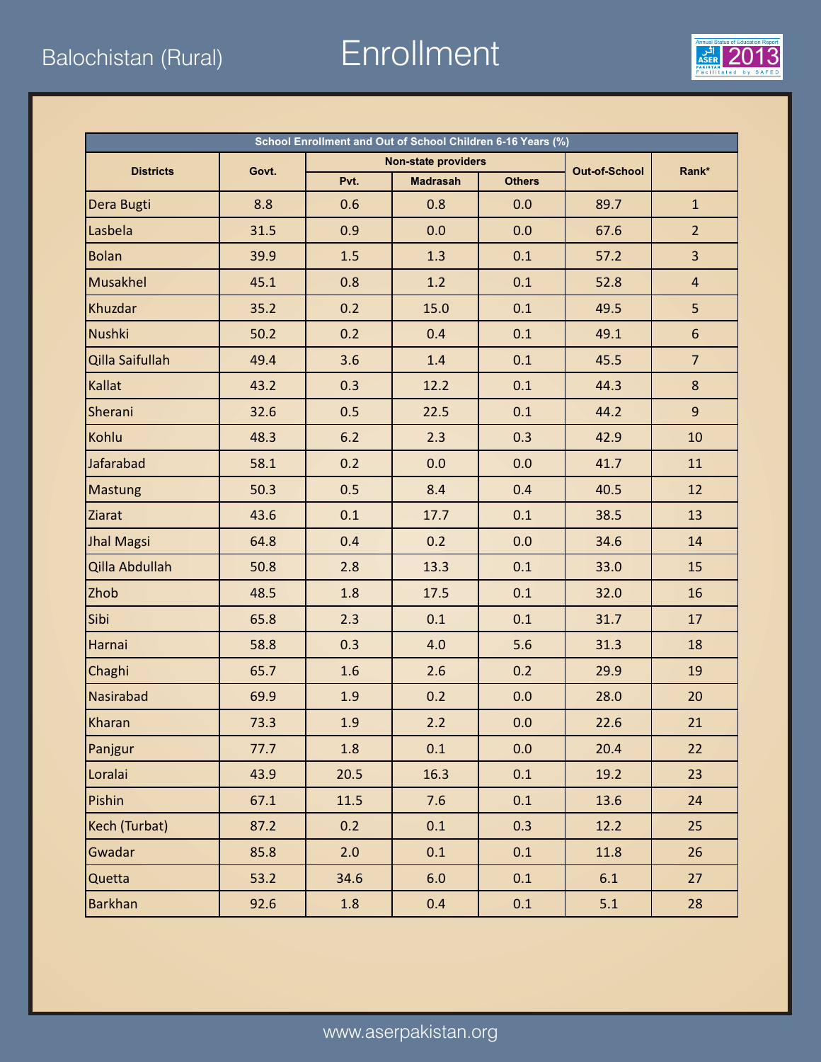Balochistan (Rural)

# Enrollment

| School Enrollment and Out of School Children 6-16 Years (%) | | | | | | |
|---|---|---|---|---|---|---|
| Districts | Govt. | Non-state providers | | | Out-of-School | Rank* |
| | | Pvt. | Madrasah | Others | | |
| Dera Bugti | 8.8 | 0.6 | 0.8 | 0.0 | 89.7 | 1 |
| Lasbela | 31.5 | 0.9 | 0.0 | 0.0 | 67.6 | 2 |
| Bolan | 39.9 | 1.5 | 1.3 | 0.1 | 57.2 | 3 |
| Musakhel | 45.1 | 0.8 | 1.2 | 0.1 | 52.8 | 4 |
| Khuzdar | 35.2 | 0.2 | 15.0 | 0.1 | 49.5 | 5 |
| Nushki | 50.2 | 0.2 | 0.4 | 0.1 | 49.1 | 6 |
| Qilla Saifullah | 49.4 | 3.6 | 1.4 | 0.1 | 45.5 | 7 |
| Kallat | 43.2 | 0.3 | 12.2 | 0.1 | 44.3 | 8 |
| Sherani | 32.6 | 0.5 | 22.5 | 0.1 | 44.2 | 9 |
| Kohlu | 48.3 | 6.2 | 2.3 | 0.3 | 42.9 | 10 |
| Jafarabad | 58.1 | 0.2 | 0.0 | 0.0 | 41.7 | 11 |
| Mastung | 50.3 | 0.5 | 8.4 | 0.4 | 40.5 | 12 |
| Ziarat | 43.6 | 0.1 | 17.7 | 0.1 | 38.5 | 13 |
| Jhal Magsi | 64.8 | 0.4 | 0.2 | 0.0 | 34.6 | 14 |
| Qilla Abdullah | 50.8 | 2.8 | 13.3 | 0.1 | 33.0 | 15 |
| Zhob | 48.5 | 1.8 | 17.5 | 0.1 | 32.0 | 16 |
| Sibi | 65.8 | 2.3 | 0.1 | 0.1 | 31.7 | 17 |
| Harnai | 58.8 | 0.3 | 4.0 | 5.6 | 31.3 | 18 |
| Chaghi | 65.7 | 1.6 | 2.6 | 0.2 | 29.9 | 19 |
| Nasirabad | 69.9 | 1.9 | 0.2 | 0.0 | 28.0 | 20 |
| Kharan | 73.3 | 1.9 | 2.2 | 0.0 | 22.6 | 21 |
| Panjgur | 77.7 | 1.8 | 0.1 | 0.0 | 20.4 | 22 |
| Loralai | 43.9 | 20.5 | 16.3 | 0.1 | 19.2 | 23 |
| Pishin | 67.1 | 11.5 | 7.6 | 0.1 | 13.6 | 24 |
| Kech (Turbat) | 87.2 | 0.2 | 0.1 | 0.3 | 12.2 | 25 |
| Gwadar | 85.8 | 2.0 | 0.1 | 0.1 | 11.8 | 26 |
| Quetta | 53.2 | 34.6 | 6.0 | 0.1 | 6.1 | 27 |
| Barkhan | 92.6 | 1.8 | 0.4 | 0.1 | 5.1 | 28 |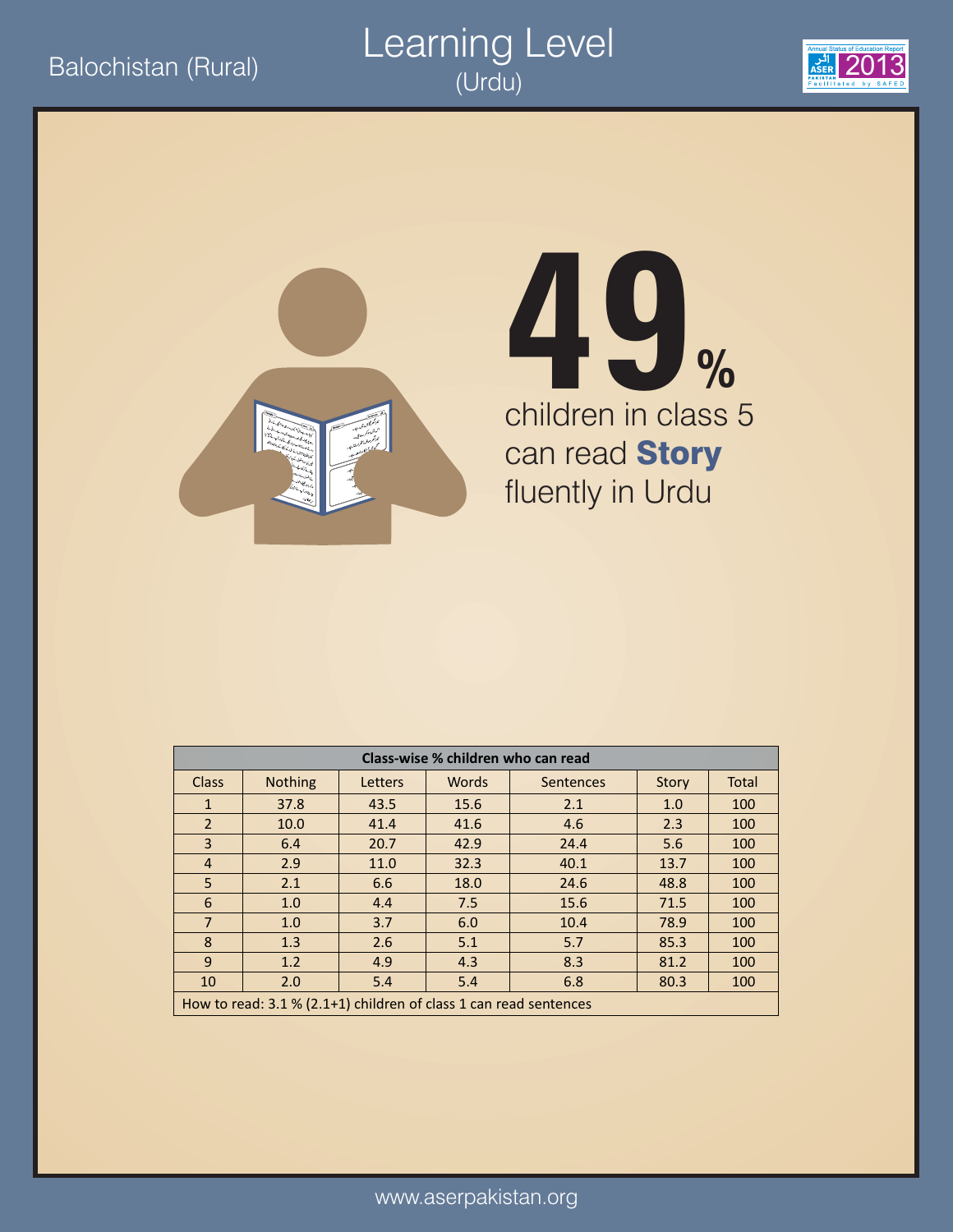Balochistan (Rural)

# Learning Level
(Urdu)

Annual Status of Education Report ASER PAKISTAN 2013 Facilitated by SAFED

**49%**
children in class 5 can read **Story** fluently in Urdu

| Class-wise % children who can read | | | | | | |
|---|---|---|---|---|---|---|
| Class | Nothing | Letters | Words | Sentences | Story | Total |
| 1 | 37.8 | 43.5 | 15.6 | 2.1 | 1.0 | 100 |
| 2 | 10.0 | 41.4 | 41.6 | 4.6 | 2.3 | 100 |
| 3 | 6.4 | 20.7 | 42.9 | 24.4 | 5.6 | 100 |
| 4 | 2.9 | 11.0 | 32.3 | 40.1 | 13.7 | 100 |
| 5 | 2.1 | 6.6 | 18.0 | 24.6 | 48.8 | 100 |
| 6 | 1.0 | 4.4 | 7.5 | 15.6 | 71.5 | 100 |
| 7 | 1.0 | 3.7 | 6.0 | 10.4 | 78.9 | 100 |
| 8 | 1.3 | 2.6 | 5.1 | 5.7 | 85.3 | 100 |
| 9 | 1.2 | 4.9 | 4.3 | 8.3 | 81.2 | 100 |
| 10 | 2.0 | 5.4 | 5.4 | 6.8 | 80.3 | 100 |

How to read: 3.1 % (2.1+1) children of class 1 can read sentences

www.aserpakistan.org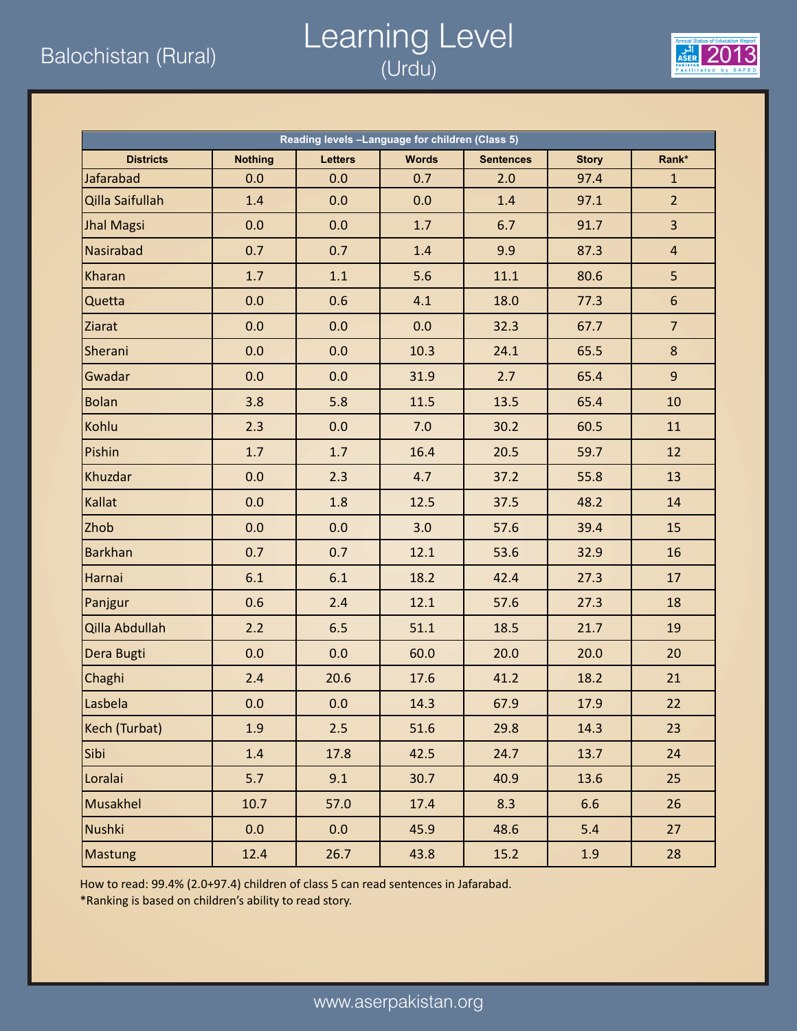Balochistan (Rural)

# Learning Level
## (Urdu)

| Reading levels –Language for children (Class 5) | | | | | | |
|---|---|---|---|---|---|---|
| **Districts** | **Nothing** | **Letters** | **Words** | **Sentences** | **Story** | **Rank*** |
| Jafarabad | 0.0 | 0.0 | 0.7 | 2.0 | 97.4 | 1 |
| Qilla Saifullah | 1.4 | 0.0 | 0.0 | 1.4 | 97.1 | 2 |
| Jhal Magsi | 0.0 | 0.0 | 1.7 | 6.7 | 91.7 | 3 |
| Nasirabad | 0.7 | 0.7 | 1.4 | 9.9 | 87.3 | 4 |
| Kharan | 1.7 | 1.1 | 5.6 | 11.1 | 80.6 | 5 |
| Quetta | 0.0 | 0.6 | 4.1 | 18.0 | 77.3 | 6 |
| Ziarat | 0.0 | 0.0 | 0.0 | 32.3 | 67.7 | 7 |
| Sherani | 0.0 | 0.0 | 10.3 | 24.1 | 65.5 | 8 |
| Gwadar | 0.0 | 0.0 | 31.9 | 2.7 | 65.4 | 9 |
| Bolan | 3.8 | 5.8 | 11.5 | 13.5 | 65.4 | 10 |
| Kohlu | 2.3 | 0.0 | 7.0 | 30.2 | 60.5 | 11 |
| Pishin | 1.7 | 1.7 | 16.4 | 20.5 | 59.7 | 12 |
| Khuzdar | 0.0 | 2.3 | 4.7 | 37.2 | 55.8 | 13 |
| Kallat | 0.0 | 1.8 | 12.5 | 37.5 | 48.2 | 14 |
| Zhob | 0.0 | 0.0 | 3.0 | 57.6 | 39.4 | 15 |
| Barkhan | 0.7 | 0.7 | 12.1 | 53.6 | 32.9 | 16 |
| Harnai | 6.1 | 6.1 | 18.2 | 42.4 | 27.3 | 17 |
| Panjgur | 0.6 | 2.4 | 12.1 | 57.6 | 27.3 | 18 |
| Qilla Abdullah | 2.2 | 6.5 | 51.1 | 18.5 | 21.7 | 19 |
| Dera Bugti | 0.0 | 0.0 | 60.0 | 20.0 | 20.0 | 20 |
| Chaghi | 2.4 | 20.6 | 17.6 | 41.2 | 18.2 | 21 |
| Lasbela | 0.0 | 0.0 | 14.3 | 67.9 | 17.9 | 22 |
| Kech (Turbat) | 1.9 | 2.5 | 51.6 | 29.8 | 14.3 | 23 |
| Sibi | 1.4 | 17.8 | 42.5 | 24.7 | 13.7 | 24 |
| Loralai | 5.7 | 9.1 | 30.7 | 40.9 | 13.6 | 25 |
| Musakhel | 10.7 | 57.0 | 17.4 | 8.3 | 6.6 | 26 |
| Nushki | 0.0 | 0.0 | 45.9 | 48.6 | 5.4 | 27 |
| Mastung | 12.4 | 26.7 | 43.8 | 15.2 | 1.9 | 28 |

How to read: 99.4% (2.0+97.4) children of class 5 can read sentences in Jafarabad.

*Ranking is based on children's ability to read story.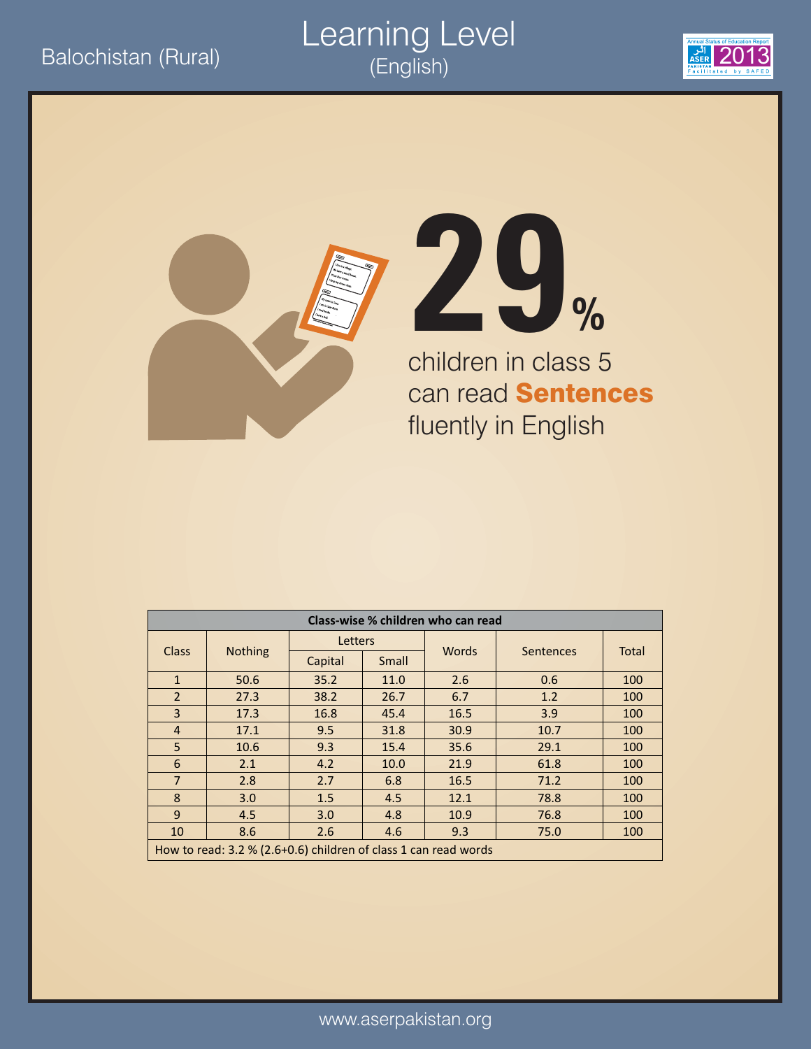Balochistan (Rural)

# Learning Level
## (English)

Annual Status of Education Report ASER 2013

**29%**

children in class 5 can read **Sentences** fluently in English

| Class-wise % children who can read | | | | | | |
|---|---|---|---|---|---|---|
| Class | Nothing | Letters | | Words | Sentences | Total |
| | | Capital | Small | | | |
| 1 | 50.6 | 35.2 | 11.0 | 2.6 | 0.6 | 100 |
| 2 | 27.3 | 38.2 | 26.7 | 6.7 | 1.2 | 100 |
| 3 | 17.3 | 16.8 | 45.4 | 16.5 | 3.9 | 100 |
| 4 | 17.1 | 9.5 | 31.8 | 30.9 | 10.7 | 100 |
| 5 | 10.6 | 9.3 | 15.4 | 35.6 | 29.1 | 100 |
| 6 | 2.1 | 4.2 | 10.0 | 21.9 | 61.8 | 100 |
| 7 | 2.8 | 2.7 | 6.8 | 16.5 | 71.2 | 100 |
| 8 | 3.0 | 1.5 | 4.5 | 12.1 | 78.8 | 100 |
| 9 | 4.5 | 3.0 | 4.8 | 10.9 | 76.8 | 100 |
| 10 | 8.6 | 2.6 | 4.6 | 9.3 | 75.0 | 100 |

How to read: 3.2 % (2.6+0.6) children of class 1 can read words

www.aserpakistan.org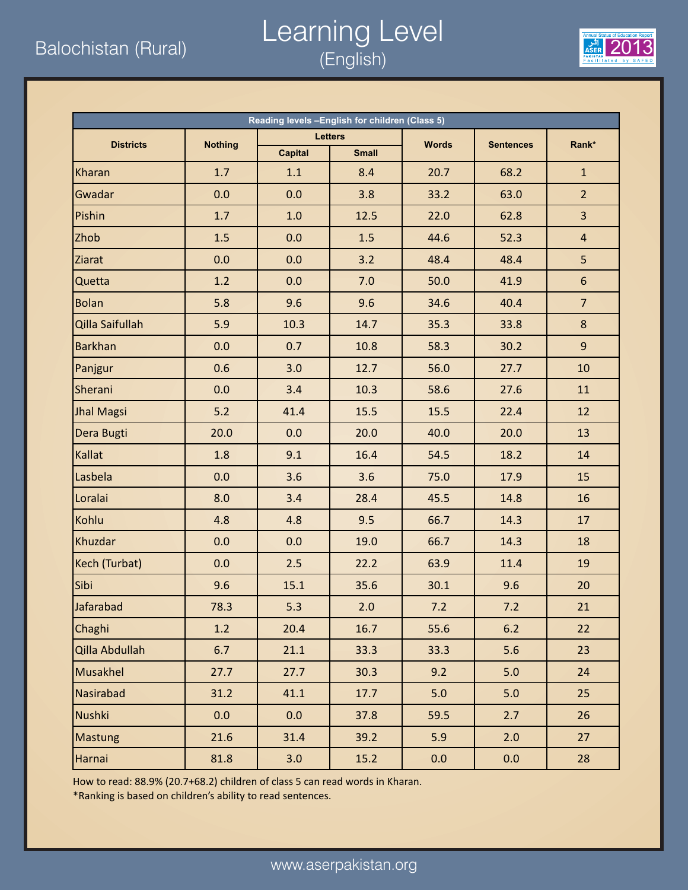Balochistan (Rural)

# Learning Level
## (English)

| Reading levels –English for children (Class 5) | | | | | | |
|---|---|---|---|---|---|---|
| Districts | Nothing | Letters | | Words | Sentences | Rank* |
| | | Capital | Small | | | |
| Kharan | 1.7 | 1.1 | 8.4 | 20.7 | 68.2 | 1 |
| Gwadar | 0.0 | 0.0 | 3.8 | 33.2 | 63.0 | 2 |
| Pishin | 1.7 | 1.0 | 12.5 | 22.0 | 62.8 | 3 |
| Zhob | 1.5 | 0.0 | 1.5 | 44.6 | 52.3 | 4 |
| Ziarat | 0.0 | 0.0 | 3.2 | 48.4 | 48.4 | 5 |
| Quetta | 1.2 | 0.0 | 7.0 | 50.0 | 41.9 | 6 |
| Bolan | 5.8 | 9.6 | 9.6 | 34.6 | 40.4 | 7 |
| Qilla Saifullah | 5.9 | 10.3 | 14.7 | 35.3 | 33.8 | 8 |
| Barkhan | 0.0 | 0.7 | 10.8 | 58.3 | 30.2 | 9 |
| Panjgur | 0.6 | 3.0 | 12.7 | 56.0 | 27.7 | 10 |
| Sherani | 0.0 | 3.4 | 10.3 | 58.6 | 27.6 | 11 |
| Jhal Magsi | 5.2 | 41.4 | 15.5 | 15.5 | 22.4 | 12 |
| Dera Bugti | 20.0 | 0.0 | 20.0 | 40.0 | 20.0 | 13 |
| Kallat | 1.8 | 9.1 | 16.4 | 54.5 | 18.2 | 14 |
| Lasbela | 0.0 | 3.6 | 3.6 | 75.0 | 17.9 | 15 |
| Loralai | 8.0 | 3.4 | 28.4 | 45.5 | 14.8 | 16 |
| Kohlu | 4.8 | 4.8 | 9.5 | 66.7 | 14.3 | 17 |
| Khuzdar | 0.0 | 0.0 | 19.0 | 66.7 | 14.3 | 18 |
| Kech (Turbat) | 0.0 | 2.5 | 22.2 | 63.9 | 11.4 | 19 |
| Sibi | 9.6 | 15.1 | 35.6 | 30.1 | 9.6 | 20 |
| Jafarabad | 78.3 | 5.3 | 2.0 | 7.2 | 7.2 | 21 |
| Chaghi | 1.2 | 20.4 | 16.7 | 55.6 | 6.2 | 22 |
| Qilla Abdullah | 6.7 | 21.1 | 33.3 | 33.3 | 5.6 | 23 |
| Musakhel | 27.7 | 27.7 | 30.3 | 9.2 | 5.0 | 24 |
| Nasirabad | 31.2 | 41.1 | 17.7 | 5.0 | 5.0 | 25 |
| Nushki | 0.0 | 0.0 | 37.8 | 59.5 | 2.7 | 26 |
| Mastung | 21.6 | 31.4 | 39.2 | 5.9 | 2.0 | 27 |
| Harnai | 81.8 | 3.0 | 15.2 | 0.0 | 0.0 | 28 |

How to read: 88.9% (20.7+68.2) children of class 5 can read words in Kharan.

*Ranking is based on children's ability to read sentences.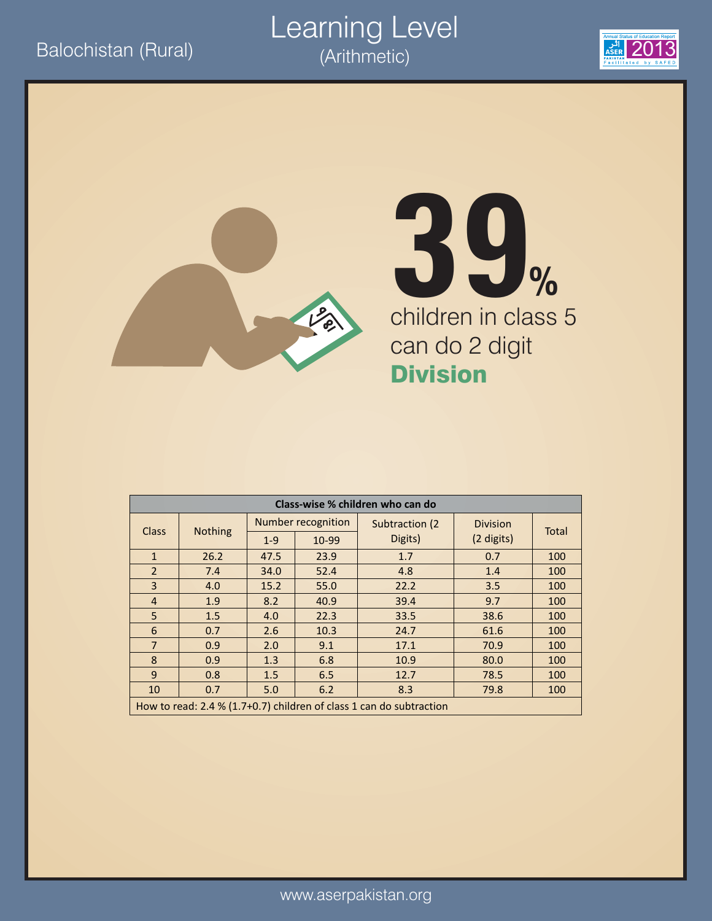Balochistan (Rural)

# Learning Level
## (Arithmetic)

**39%**

children in class 5 can do 2 digit **Division**

| Class-wise % children who can do | | | | | | |
|---|---|---|---|---|---|---|
| Class | Nothing | Number recognition | | Subtraction (2 Digits) | Division (2 digits) | Total |
| | | 1-9 | 10-99 | | | |
| 1 | 26.2 | 47.5 | 23.9 | 1.7 | 0.7 | 100 |
| 2 | 7.4 | 34.0 | 52.4 | 4.8 | 1.4 | 100 |
| 3 | 4.0 | 15.2 | 55.0 | 22.2 | 3.5 | 100 |
| 4 | 1.9 | 8.2 | 40.9 | 39.4 | 9.7 | 100 |
| 5 | 1.5 | 4.0 | 22.3 | 33.5 | 38.6 | 100 |
| 6 | 0.7 | 2.6 | 10.3 | 24.7 | 61.6 | 100 |
| 7 | 0.9 | 2.0 | 9.1 | 17.1 | 70.9 | 100 |
| 8 | 0.9 | 1.3 | 6.8 | 10.9 | 80.0 | 100 |
| 9 | 0.8 | 1.5 | 6.5 | 12.7 | 78.5 | 100 |
| 10 | 0.7 | 5.0 | 6.2 | 8.3 | 79.8 | 100 |

How to read: 2.4 % (1.7+0.7) children of class 1 can do subtraction

www.aserpakistan.org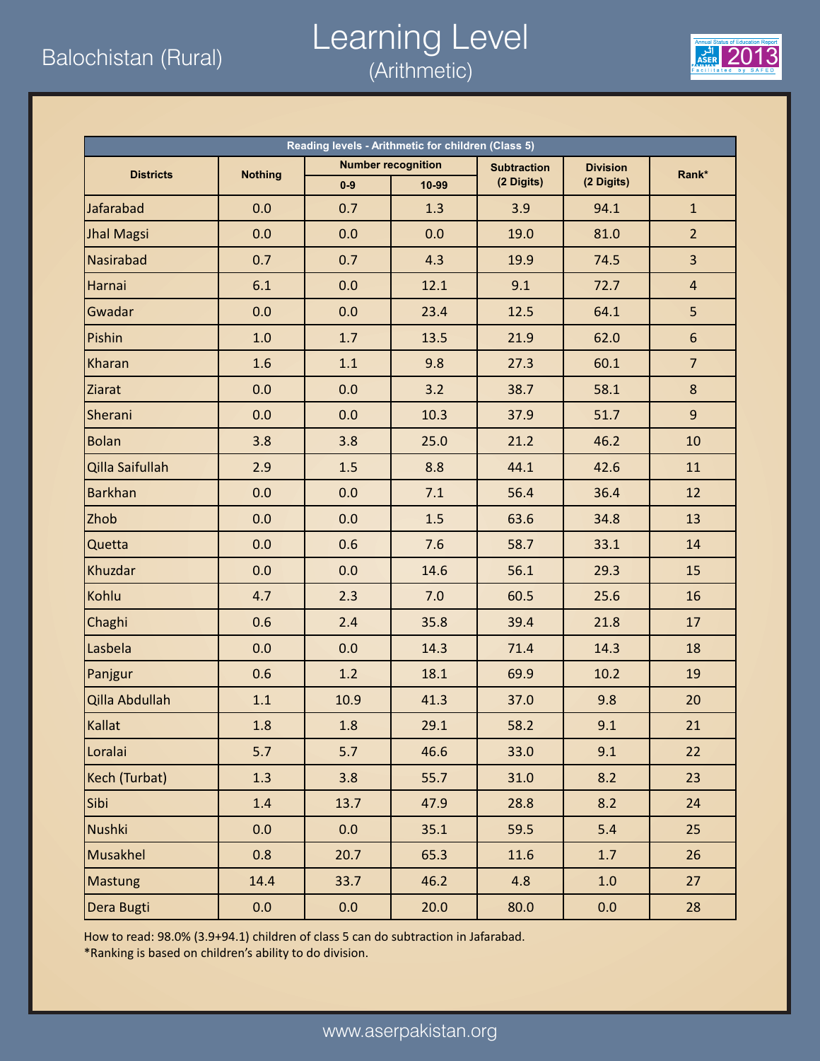Balochistan (Rural)

# Learning Level

## (Arithmetic)

| Reading levels - Arithmetic for children (Class 5) | | | | | | |
|---|---|---|---|---|---|---|
| Districts | Nothing | Number recognition | | Subtraction (2 Digits) | Division (2 Digits) | Rank* |
| | | 0-9 | 10-99 | | | |
| Jafarabad | 0.0 | 0.7 | 1.3 | 3.9 | 94.1 | 1 |
| Jhal Magsi | 0.0 | 0.0 | 0.0 | 19.0 | 81.0 | 2 |
| Nasirabad | 0.7 | 0.7 | 4.3 | 19.9 | 74.5 | 3 |
| Harnai | 6.1 | 0.0 | 12.1 | 9.1 | 72.7 | 4 |
| Gwadar | 0.0 | 0.0 | 23.4 | 12.5 | 64.1 | 5 |
| Pishin | 1.0 | 1.7 | 13.5 | 21.9 | 62.0 | 6 |
| Kharan | 1.6 | 1.1 | 9.8 | 27.3 | 60.1 | 7 |
| Ziarat | 0.0 | 0.0 | 3.2 | 38.7 | 58.1 | 8 |
| Sherani | 0.0 | 0.0 | 10.3 | 37.9 | 51.7 | 9 |
| Bolan | 3.8 | 3.8 | 25.0 | 21.2 | 46.2 | 10 |
| Qilla Saifullah | 2.9 | 1.5 | 8.8 | 44.1 | 42.6 | 11 |
| Barkhan | 0.0 | 0.0 | 7.1 | 56.4 | 36.4 | 12 |
| Zhob | 0.0 | 0.0 | 1.5 | 63.6 | 34.8 | 13 |
| Quetta | 0.0 | 0.6 | 7.6 | 58.7 | 33.1 | 14 |
| Khuzdar | 0.0 | 0.0 | 14.6 | 56.1 | 29.3 | 15 |
| Kohlu | 4.7 | 2.3 | 7.0 | 60.5 | 25.6 | 16 |
| Chaghi | 0.6 | 2.4 | 35.8 | 39.4 | 21.8 | 17 |
| Lasbela | 0.0 | 0.0 | 14.3 | 71.4 | 14.3 | 18 |
| Panjgur | 0.6 | 1.2 | 18.1 | 69.9 | 10.2 | 19 |
| Qilla Abdullah | 1.1 | 10.9 | 41.3 | 37.0 | 9.8 | 20 |
| Kallat | 1.8 | 1.8 | 29.1 | 58.2 | 9.1 | 21 |
| Loralai | 5.7 | 5.7 | 46.6 | 33.0 | 9.1 | 22 |
| Kech (Turbat) | 1.3 | 3.8 | 55.7 | 31.0 | 8.2 | 23 |
| Sibi | 1.4 | 13.7 | 47.9 | 28.8 | 8.2 | 24 |
| Nushki | 0.0 | 0.0 | 35.1 | 59.5 | 5.4 | 25 |
| Musakhel | 0.8 | 20.7 | 65.3 | 11.6 | 1.7 | 26 |
| Mastung | 14.4 | 33.7 | 46.2 | 4.8 | 1.0 | 27 |
| Dera Bugti | 0.0 | 0.0 | 20.0 | 80.0 | 0.0 | 28 |

How to read: 98.0% (3.9+94.1) children of class 5 can do subtraction in Jafarabad.

*Ranking is based on children's ability to do division.